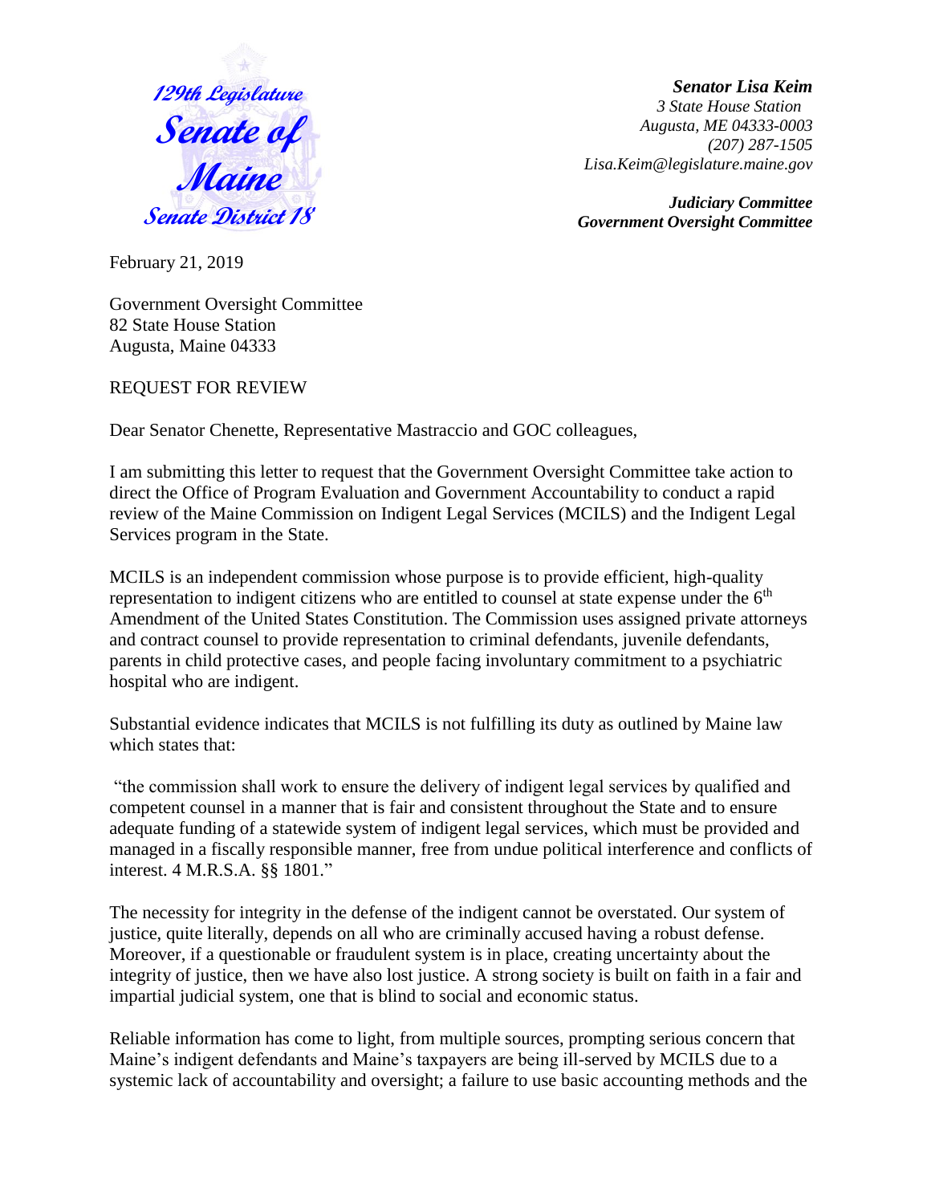***129th Legislature***
***Senate of Maine***
***Senate District 18***

***Senator Lisa Keim***
*3 State House Station*
*Augusta, ME 04333-0003*
*(207) 287-1505*
*Lisa.Keim@legislature.maine.gov*

***Judiciary Committee***
***Government Oversight Committee***

February 21, 2019

Government Oversight Committee
82 State House Station
Augusta, Maine 04333

REQUEST FOR REVIEW

Dear Senator Chenette, Representative Mastraccio and GOC colleagues,

I am submitting this letter to request that the Government Oversight Committee take action to direct the Office of Program Evaluation and Government Accountability to conduct a rapid review of the Maine Commission on Indigent Legal Services (MCILS) and the Indigent Legal Services program in the State.

MCILS is an independent commission whose purpose is to provide efficient, high-quality representation to indigent citizens who are entitled to counsel at state expense under the 6th Amendment of the United States Constitution. The Commission uses assigned private attorneys and contract counsel to provide representation to criminal defendants, juvenile defendants, parents in child protective cases, and people facing involuntary commitment to a psychiatric hospital who are indigent.

Substantial evidence indicates that MCILS is not fulfilling its duty as outlined by Maine law which states that:

"the commission shall work to ensure the delivery of indigent legal services by qualified and competent counsel in a manner that is fair and consistent throughout the State and to ensure adequate funding of a statewide system of indigent legal services, which must be provided and managed in a fiscally responsible manner, free from undue political interference and conflicts of interest. 4 M.R.S.A. §§ 1801."

The necessity for integrity in the defense of the indigent cannot be overstated. Our system of justice, quite literally, depends on all who are criminally accused having a robust defense. Moreover, if a questionable or fraudulent system is in place, creating uncertainty about the integrity of justice, then we have also lost justice. A strong society is built on faith in a fair and impartial judicial system, one that is blind to social and economic status.

Reliable information has come to light, from multiple sources, prompting serious concern that Maine's indigent defendants and Maine's taxpayers are being ill-served by MCILS due to a systemic lack of accountability and oversight; a failure to use basic accounting methods and the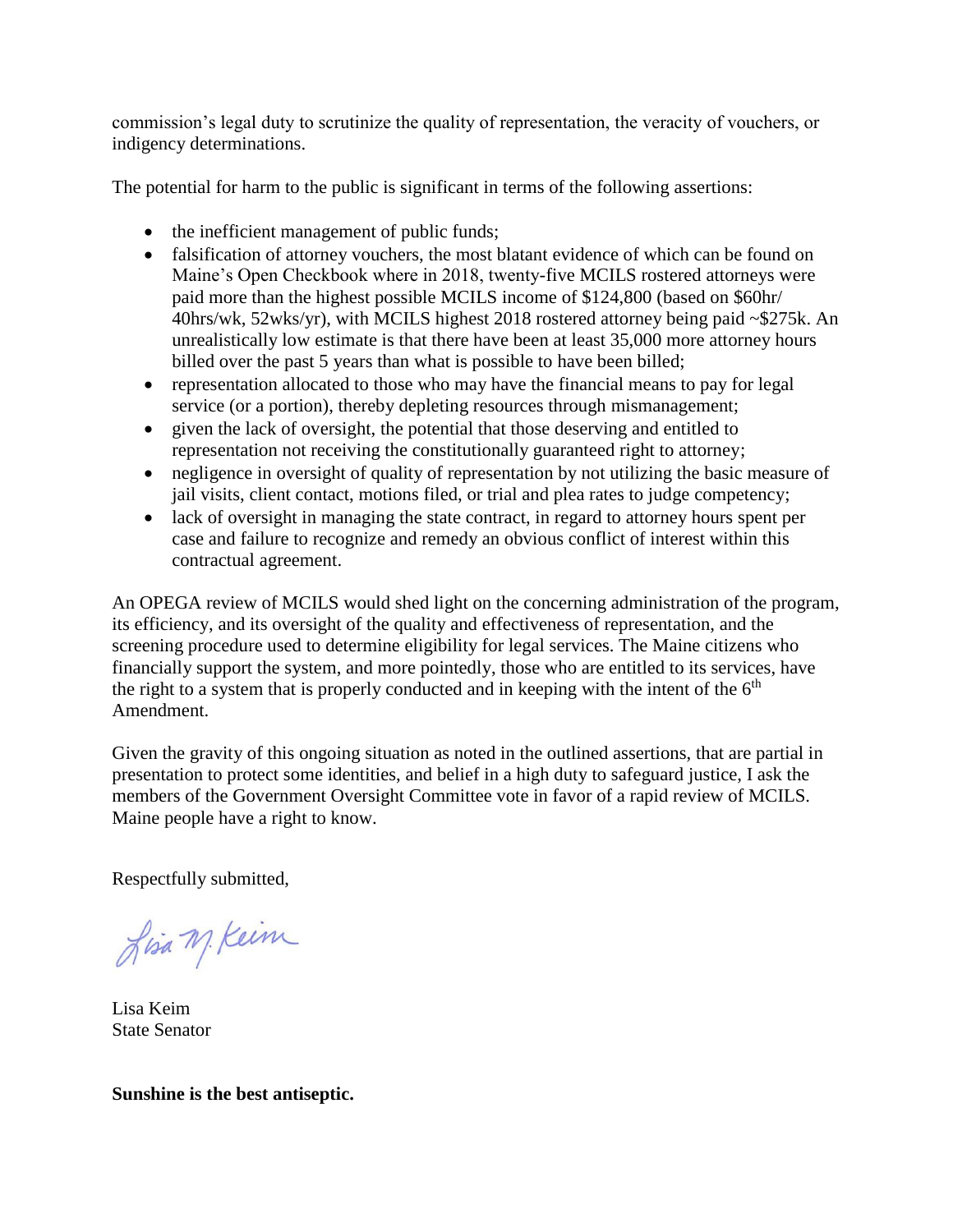commission's legal duty to scrutinize the quality of representation, the veracity of vouchers, or indigency determinations.

The potential for harm to the public is significant in terms of the following assertions:

- the inefficient management of public funds;
- falsification of attorney vouchers, the most blatant evidence of which can be found on Maine's Open Checkbook where in 2018, twenty-five MCILS rostered attorneys were paid more than the highest possible MCILS income of $124,800 (based on $60hr/ 40hrs/wk, 52wks/yr), with MCILS highest 2018 rostered attorney being paid ~$275k. An unrealistically low estimate is that there have been at least 35,000 more attorney hours billed over the past 5 years than what is possible to have been billed;
- representation allocated to those who may have the financial means to pay for legal service (or a portion), thereby depleting resources through mismanagement;
- given the lack of oversight, the potential that those deserving and entitled to representation not receiving the constitutionally guaranteed right to attorney;
- negligence in oversight of quality of representation by not utilizing the basic measure of jail visits, client contact, motions filed, or trial and plea rates to judge competency;
- lack of oversight in managing the state contract, in regard to attorney hours spent per case and failure to recognize and remedy an obvious conflict of interest within this contractual agreement.

An OPEGA review of MCILS would shed light on the concerning administration of the program, its efficiency, and its oversight of the quality and effectiveness of representation, and the screening procedure used to determine eligibility for legal services. The Maine citizens who financially support the system, and more pointedly, those who are entitled to its services, have the right to a system that is properly conducted and in keeping with the intent of the 6th Amendment.

Given the gravity of this ongoing situation as noted in the outlined assertions, that are partial in presentation to protect some identities, and belief in a high duty to safeguard justice, I ask the members of the Government Oversight Committee vote in favor of a rapid review of MCILS. Maine people have a right to know.

Respectfully submitted,

Lisa M. Keim

Lisa Keim
State Senator

**Sunshine is the best antiseptic.**